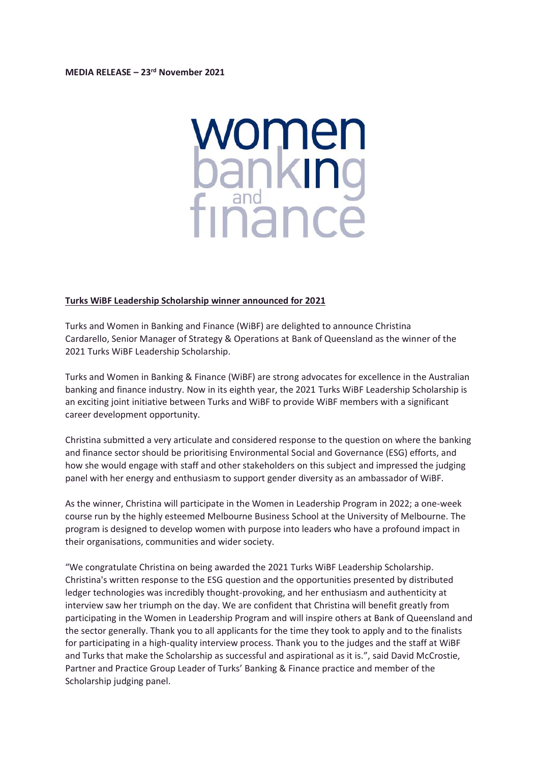**MEDIA RELEASE – 23rd November 2021**

women banking and finance

**Turks WiBF Leadership Scholarship winner announced for 2021**

Turks and Women in Banking and Finance (WiBF) are delighted to announce Christina Cardarello, Senior Manager of Strategy & Operations at Bank of Queensland as the winner of the 2021 Turks WiBF Leadership Scholarship.

Turks and Women in Banking & Finance (WiBF) are strong advocates for excellence in the Australian banking and finance industry. Now in its eighth year, the 2021 Turks WiBF Leadership Scholarship is an exciting joint initiative between Turks and WiBF to provide WiBF members with a significant career development opportunity.

Christina submitted a very articulate and considered response to the question on where the banking and finance sector should be prioritising Environmental Social and Governance (ESG) efforts, and how she would engage with staff and other stakeholders on this subject and impressed the judging panel with her energy and enthusiasm to support gender diversity as an ambassador of WiBF.

As the winner, Christina will participate in the Women in Leadership Program in 2022; a one-week course run by the highly esteemed Melbourne Business School at the University of Melbourne. The program is designed to develop women with purpose into leaders who have a profound impact in their organisations, communities and wider society.

"We congratulate Christina on being awarded the 2021 Turks WiBF Leadership Scholarship. Christina's written response to the ESG question and the opportunities presented by distributed ledger technologies was incredibly thought-provoking, and her enthusiasm and authenticity at interview saw her triumph on the day. We are confident that Christina will benefit greatly from participating in the Women in Leadership Program and will inspire others at Bank of Queensland and the sector generally. Thank you to all applicants for the time they took to apply and to the finalists for participating in a high-quality interview process. Thank you to the judges and the staff at WiBF and Turks that make the Scholarship as successful and aspirational as it is.", said David McCrostie, Partner and Practice Group Leader of Turks' Banking & Finance practice and member of the Scholarship judging panel.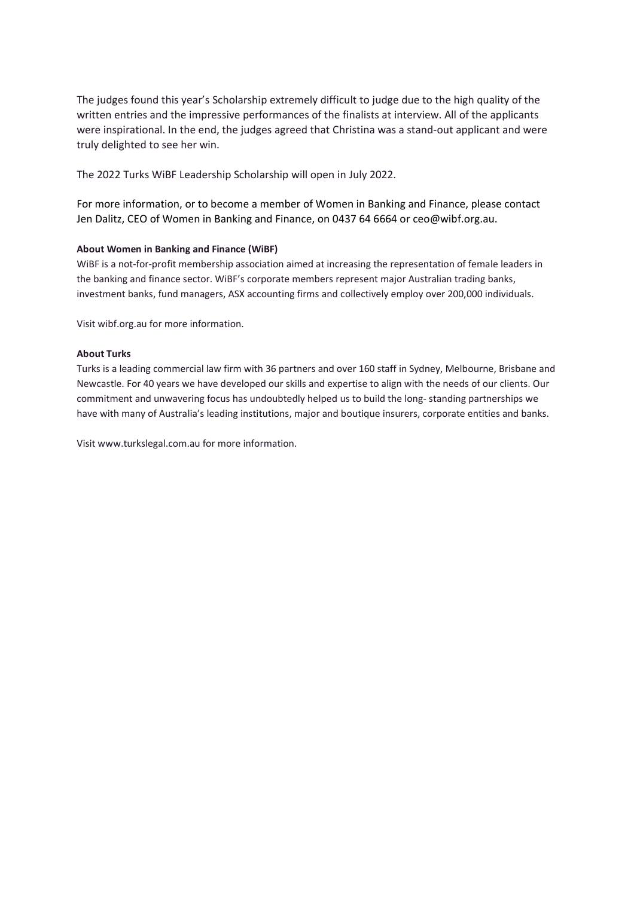The judges found this year's Scholarship extremely difficult to judge due to the high quality of the written entries and the impressive performances of the finalists at interview. All of the applicants were inspirational. In the end, the judges agreed that Christina was a stand-out applicant and were truly delighted to see her win.

The 2022 Turks WiBF Leadership Scholarship will open in July 2022.

For more information, or to become a member of Women in Banking and Finance, please contact Jen Dalitz, CEO of Women in Banking and Finance, on 0437 64 6664 or ceo@wibf.org.au.

**About Women in Banking and Finance (WiBF)**

WiBF is a not-for-profit membership association aimed at increasing the representation of female leaders in the banking and finance sector. WiBF's corporate members represent major Australian trading banks, investment banks, fund managers, ASX accounting firms and collectively employ over 200,000 individuals.

Visit wibf.org.au for more information.

**About Turks**

Turks is a leading commercial law firm with 36 partners and over 160 staff in Sydney, Melbourne, Brisbane and Newcastle. For 40 years we have developed our skills and expertise to align with the needs of our clients. Our commitment and unwavering focus has undoubtedly helped us to build the long- standing partnerships we have with many of Australia's leading institutions, major and boutique insurers, corporate entities and banks.

Visit www.turkslegal.com.au for more information.